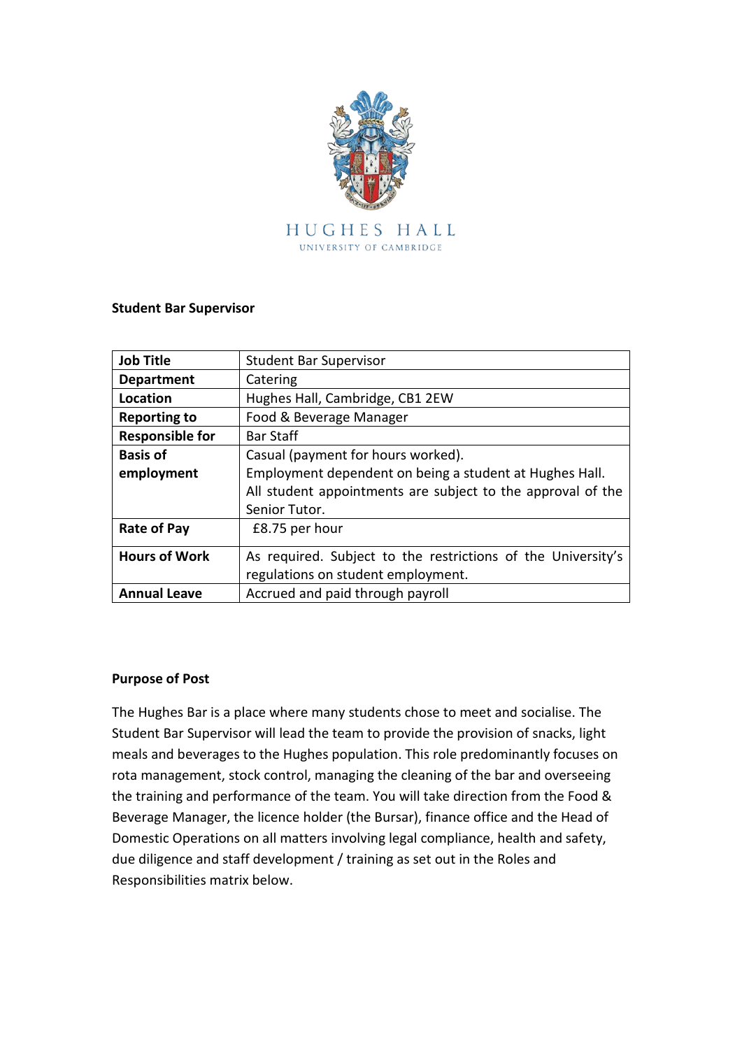HUGHES HALL
UNIVERSITY OF CAMBRIDGE

**Student Bar Supervisor**

| | |
|---|---|
| **Job Title** | Student Bar Supervisor |
| **Department** | Catering |
| **Location** | Hughes Hall, Cambridge, CB1 2EW |
| **Reporting to** | Food & Beverage Manager |
| **Responsible for** | Bar Staff |
| **Basis of employment** | Casual (payment for hours worked). Employment dependent on being a student at Hughes Hall. All student appointments are subject to the approval of the Senior Tutor. |
| **Rate of Pay** | £8.75 per hour |
| **Hours of Work** | As required. Subject to the restrictions of the University's regulations on student employment. |
| **Annual Leave** | Accrued and paid through payroll |

**Purpose of Post**

The Hughes Bar is a place where many students chose to meet and socialise. The Student Bar Supervisor will lead the team to provide the provision of snacks, light meals and beverages to the Hughes population. This role predominantly focuses on rota management, stock control, managing the cleaning of the bar and overseeing the training and performance of the team. You will take direction from the Food & Beverage Manager, the licence holder (the Bursar), finance office and the Head of Domestic Operations on all matters involving legal compliance, health and safety, due diligence and staff development / training as set out in the Roles and Responsibilities matrix below.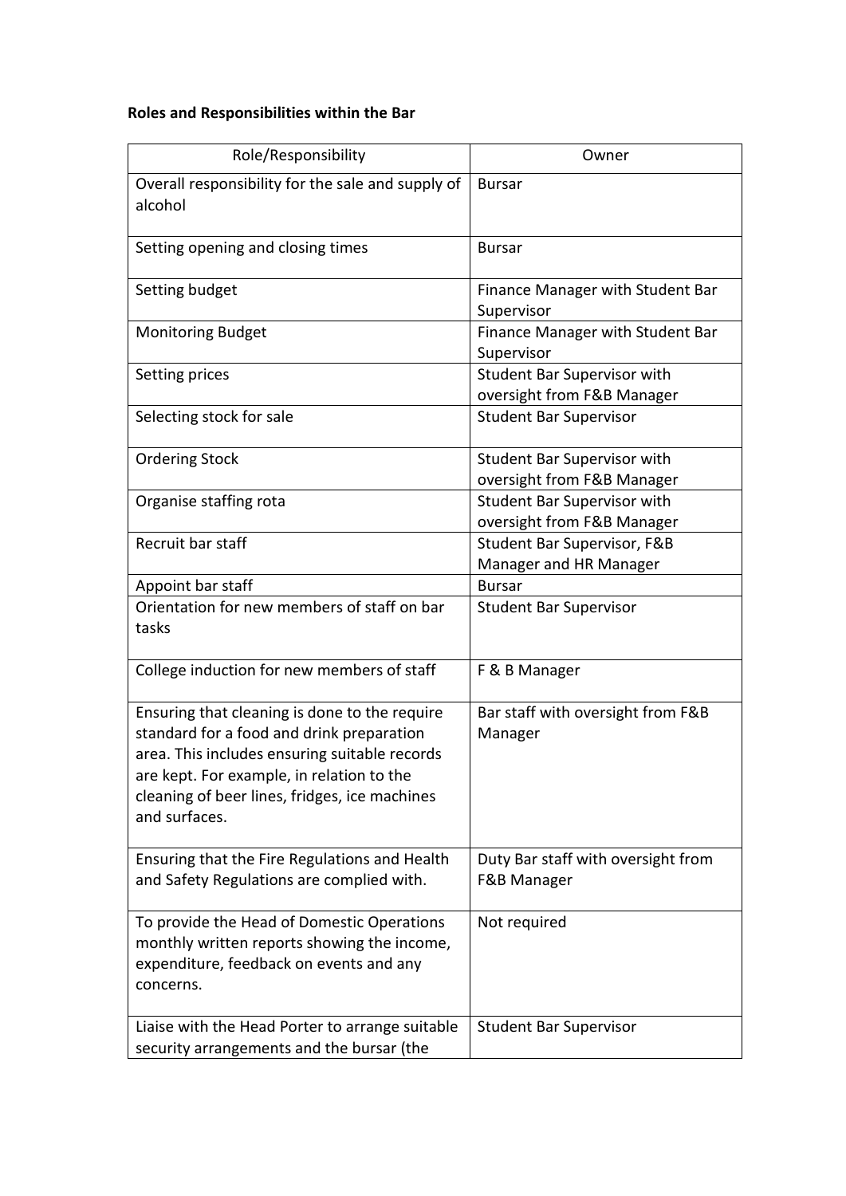**Roles and Responsibilities within the Bar**

| Role/Responsibility | Owner |
|---|---|
| Overall responsibility for the sale and supply of alcohol | Bursar |
| Setting opening and closing times | Bursar |
| Setting budget | Finance Manager with Student Bar Supervisor |
| Monitoring Budget | Finance Manager with Student Bar Supervisor |
| Setting prices | Student Bar Supervisor with oversight from F&B Manager |
| Selecting stock for sale | Student Bar Supervisor |
| Ordering Stock | Student Bar Supervisor with oversight from F&B Manager |
| Organise staffing rota | Student Bar Supervisor with oversight from F&B Manager |
| Recruit bar staff | Student Bar Supervisor, F&B Manager and HR Manager |
| Appoint bar staff | Bursar |
| Orientation for new members of staff on bar tasks | Student Bar Supervisor |
| College induction for new members of staff | F & B Manager |
| Ensuring that cleaning is done to the require standard for a food and drink preparation area. This includes ensuring suitable records are kept. For example, in relation to the cleaning of beer lines, fridges, ice machines and surfaces. | Bar staff with oversight from F&B Manager |
| Ensuring that the Fire Regulations and Health and Safety Regulations are complied with. | Duty Bar staff with oversight from F&B Manager |
| To provide the Head of Domestic Operations monthly written reports showing the income, expenditure, feedback on events and any concerns. | Not required |
| Liaise with the Head Porter to arrange suitable security arrangements and the bursar (the | Student Bar Supervisor |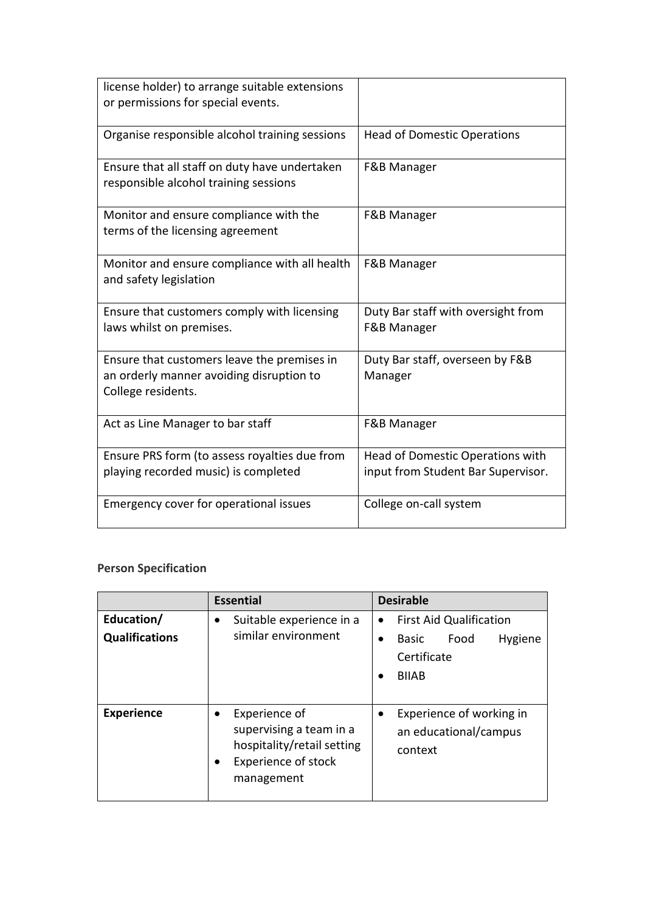| | |
|---|---|
| license holder) to arrange suitable extensions or permissions for special events. | |
| Organise responsible alcohol training sessions | Head of Domestic Operations |
| Ensure that all staff on duty have undertaken responsible alcohol training sessions | F&B Manager |
| Monitor and ensure compliance with the terms of the licensing agreement | F&B Manager |
| Monitor and ensure compliance with all health and safety legislation | F&B Manager |
| Ensure that customers comply with licensing laws whilst on premises. | Duty Bar staff with oversight from F&B Manager |
| Ensure that customers leave the premises in an orderly manner avoiding disruption to College residents. | Duty Bar staff, overseen by F&B Manager |
| Act as Line Manager to bar staff | F&B Manager |
| Ensure PRS form (to assess royalties due from playing recorded music) is completed | Head of Domestic Operations with input from Student Bar Supervisor. |
| Emergency cover for operational issues | College on-call system |

**Person Specification**

| | **Essential** | **Desirable** |
|---|---|---|
| **Education/ Qualifications** | • Suitable experience in a similar environment | • First Aid Qualification<br>• Basic Food Hygiene Certificate<br>• BIIAB |
| **Experience** | • Experience of supervising a team in a hospitality/retail setting<br>• Experience of stock management | • Experience of working in an educational/campus context |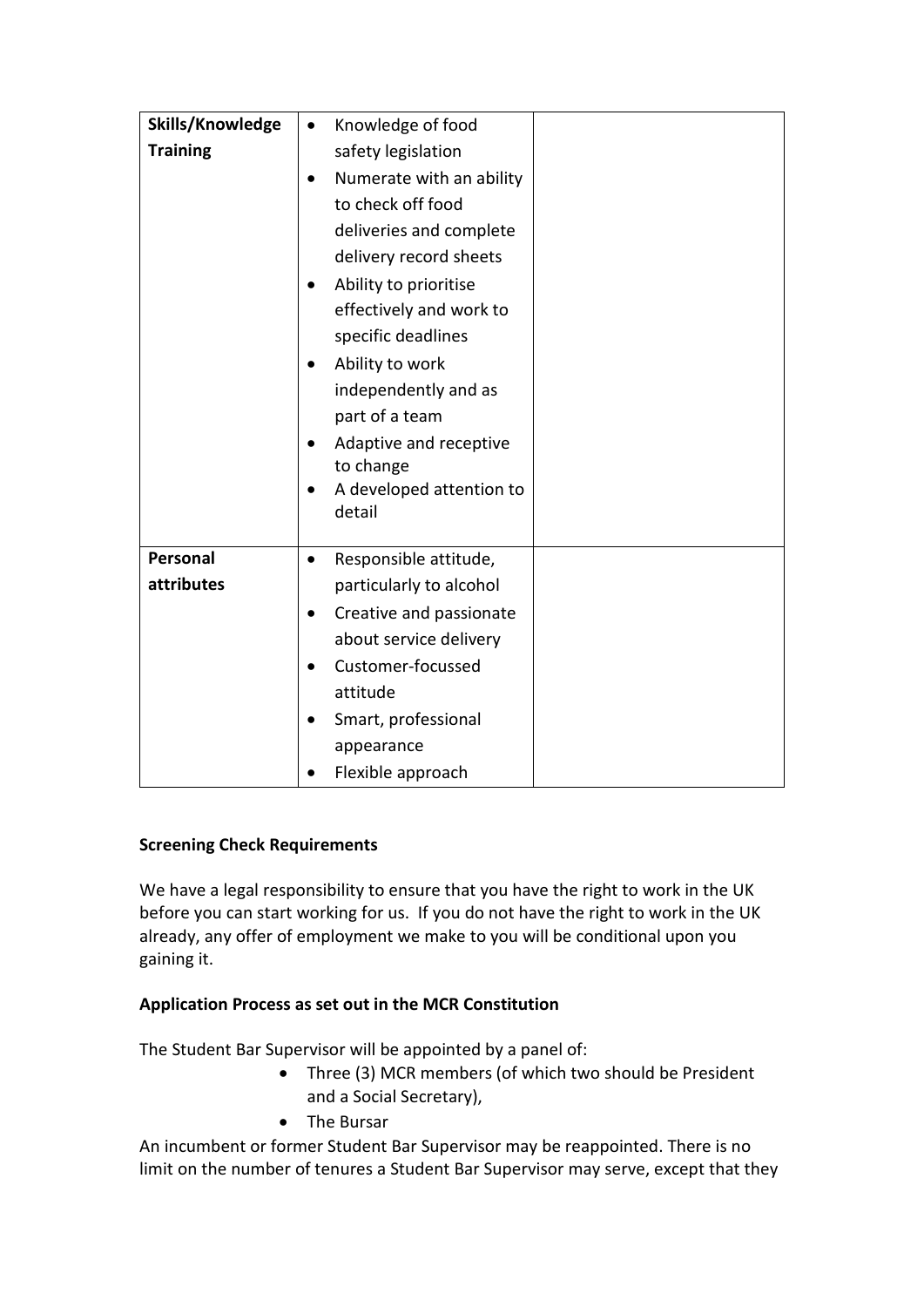| **Skills/Knowledge Training** | • Knowledge of food safety legislation<br>• Numerate with an ability to check off food deliveries and complete delivery record sheets<br>• Ability to prioritise effectively and work to specific deadlines<br>• Ability to work independently and as part of a team<br>• Adaptive and receptive to change<br>• A developed attention to detail | |
|---|---|---|
| **Personal attributes** | • Responsible attitude, particularly to alcohol<br>• Creative and passionate about service delivery<br>• Customer-focussed attitude<br>• Smart, professional appearance<br>• Flexible approach | |

**Screening Check Requirements**

We have a legal responsibility to ensure that you have the right to work in the UK before you can start working for us. If you do not have the right to work in the UK already, any offer of employment we make to you will be conditional upon you gaining it.

**Application Process as set out in the MCR Constitution**

The Student Bar Supervisor will be appointed by a panel of:

- Three (3) MCR members (of which two should be President and a Social Secretary),
- The Bursar

An incumbent or former Student Bar Supervisor may be reappointed. There is no limit on the number of tenures a Student Bar Supervisor may serve, except that they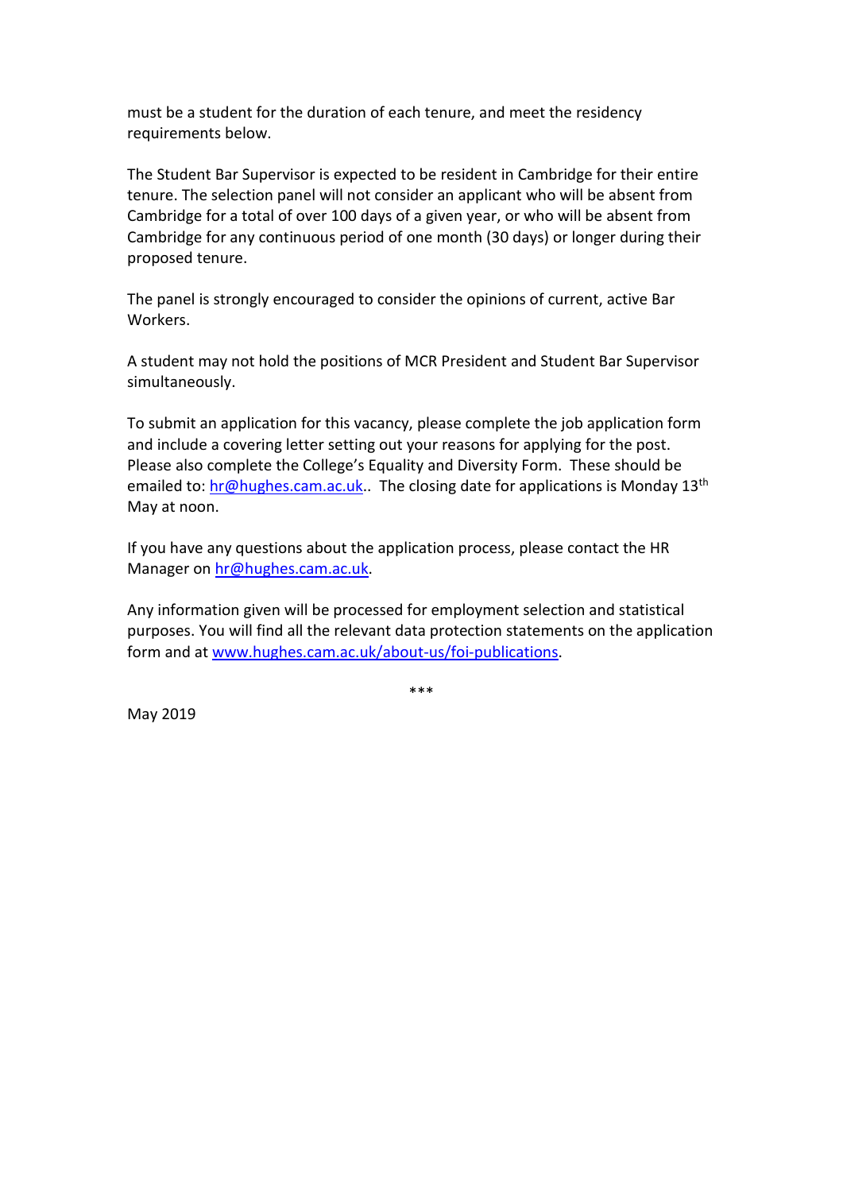must be a student for the duration of each tenure, and meet the residency requirements below.

The Student Bar Supervisor is expected to be resident in Cambridge for their entire tenure. The selection panel will not consider an applicant who will be absent from Cambridge for a total of over 100 days of a given year, or who will be absent from Cambridge for any continuous period of one month (30 days) or longer during their proposed tenure.

The panel is strongly encouraged to consider the opinions of current, active Bar Workers.

A student may not hold the positions of MCR President and Student Bar Supervisor simultaneously.

To submit an application for this vacancy, please complete the job application form and include a covering letter setting out your reasons for applying for the post. Please also complete the College's Equality and Diversity Form. These should be emailed to: hr@hughes.cam.ac.uk.. The closing date for applications is Monday 13th May at noon.

If you have any questions about the application process, please contact the HR Manager on hr@hughes.cam.ac.uk.

Any information given will be processed for employment selection and statistical purposes. You will find all the relevant data protection statements on the application form and at www.hughes.cam.ac.uk/about-us/foi-publications.

***

May 2019